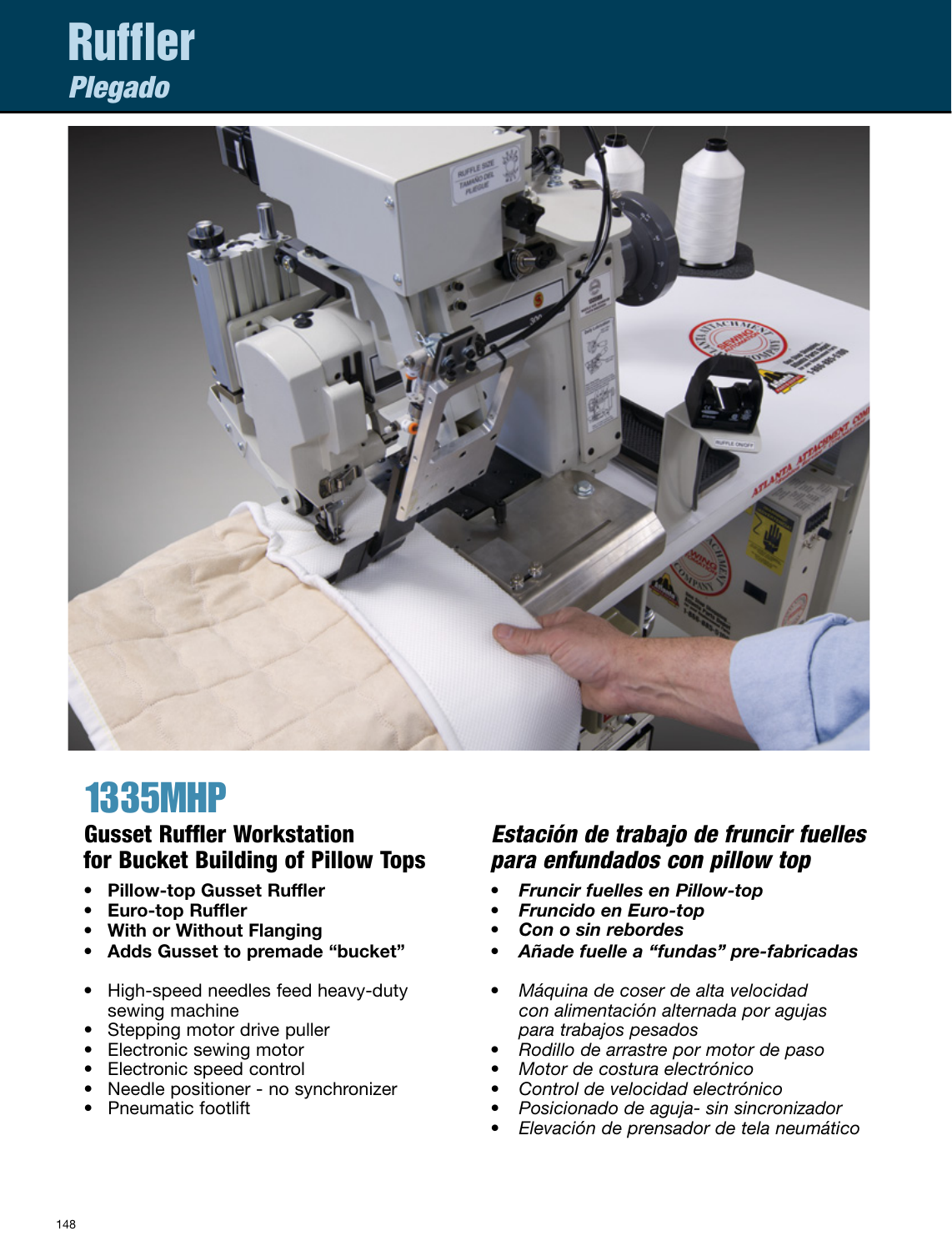# Ruffler
## *Plegado*

## 1335MHP

### Gusset Ruffler Workstation for Bucket Building of Pillow Tops

- **Pillow-top Gusset Ruffler**
- **Euro-top Ruffler**
- **With or Without Flanging**
- **Adds Gusset to premade "bucket"**

- High-speed needles feed heavy-duty sewing machine
- Stepping motor drive puller
- Electronic sewing motor
- Electronic speed control
- Needle positioner - no synchronizer
- Pneumatic footlift

### *Estación de trabajo de fruncir fuelles para enfundados con pillow top*

- ***Fruncir fuelles en Pillow-top***
- ***Fruncido en Euro-top***
- ***Con o sin rebordes***
- ***Añade fuelle a "fundas" pre-fabricadas***

- *Máquina de coser de alta velocidad con alimentación alternada por agujas para trabajos pesados*
- *Rodillo de arrastre por motor de paso*
- *Motor de costura electrónico*
- *Control de velocidad electrónico*
- *Posicionado de aguja- sin sincronizador*
- *Elevación de prensador de tela neumático*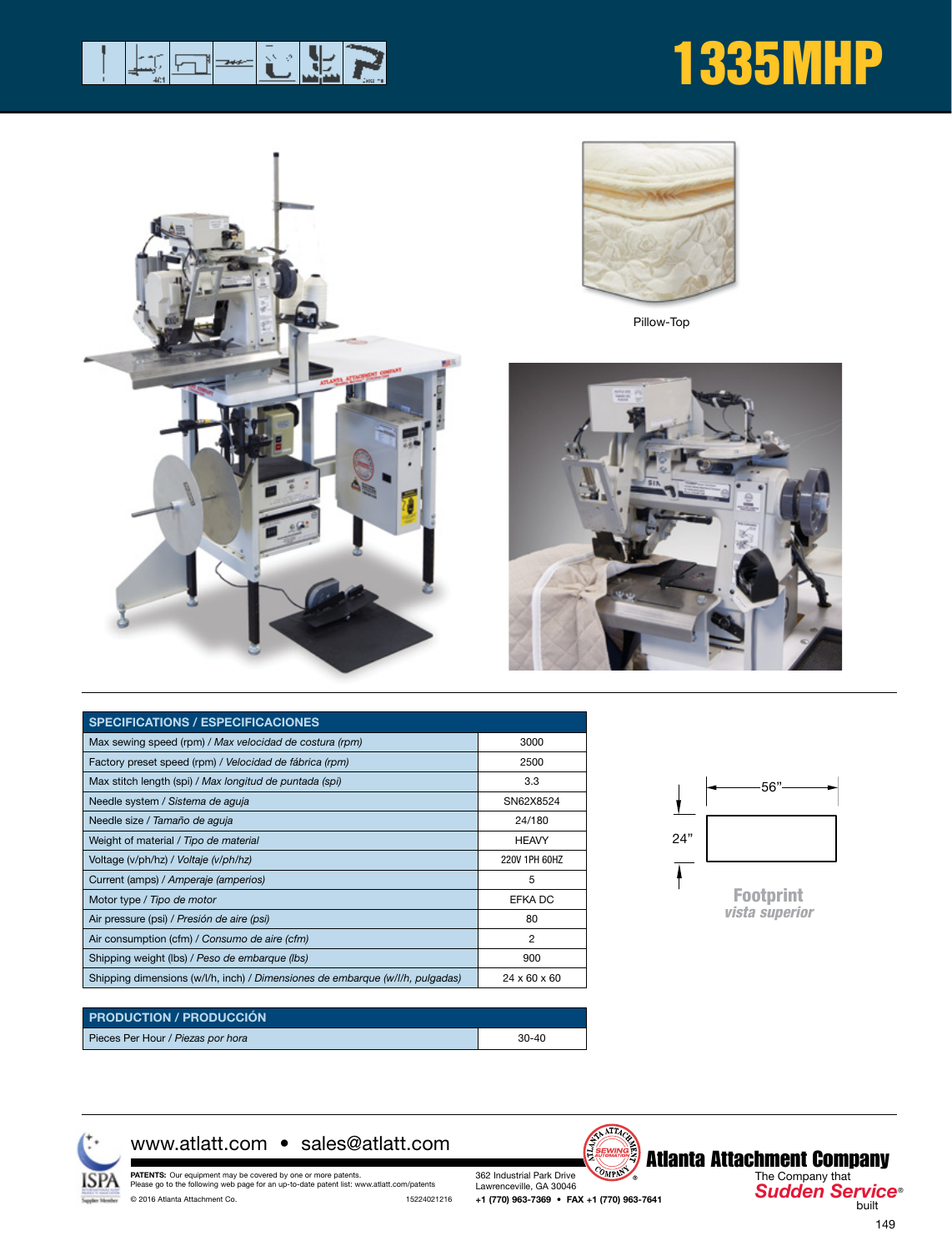# 1335MHP

Pillow-Top

| SPECIFICATIONS / ESPECIFICACIONES | |
|---|---|
| Max sewing speed (rpm) / *Max velocidad de costura (rpm)* | 3000 |
| Factory preset speed (rpm) / *Velocidad de fábrica (rpm)* | 2500 |
| Max stitch length (spi) / *Max longitud de puntada (spi)* | 3.3 |
| Needle system / *Sistema de aguja* | SN62X8524 |
| Needle size / *Tamaño de aguja* | 24/180 |
| Weight of material / *Tipo de material* | HEAVY |
| Voltage (v/ph/hz) / *Voltaje (v/ph/hz)* | 220V 1PH 60HZ |
| Current (amps) / *Amperaje (amperios)* | 5 |
| Motor type / *Tipo de motor* | EFKA DC |
| Air pressure (psi) / *Presión de aire (psi)* | 80 |
| Air consumption (cfm) / *Consumo de aire (cfm)* | 2 |
| Shipping weight (lbs) / *Peso de embarque (lbs)* | 900 |
| Shipping dimensions (w/l/h, inch) / *Dimensiones de embarque (w/l/h, pulgadas)* | 24 x 60 x 60 |

| PRODUCTION / PRODUCCIÓN | |
|---|---|
| Pieces Per Hour / *Piezas por hora* | 30-40 |

56”

24”

**Footprint**
*vista superior*

www.atlatt.com • sales@atlatt.com

**PATENTS:** Our equipment may be covered by one or more patents.
Please go to the following web page for an up-to-date patent list: www.atlatt.com/patents

© 2016 Atlanta Attachment Co. 15224021216

362 Industrial Park Drive
Lawrenceville, GA 30046
**+1 (770) 963-7369 • FAX +1 (770) 963-7641**

**Atlanta Attachment Company**
The Company that *Sudden Service*® built